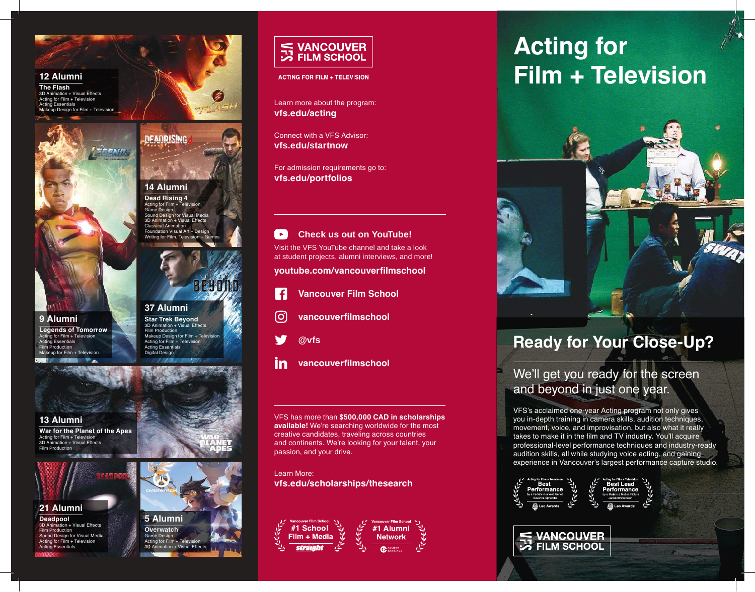## 12 Alumni

**The Flash**
3D Animation + Visual Effects
Acting for Film + Television
Acting Essentials
Makeup Design for Film + Television

## 14 Alumni

**Dead Rising 4**
Acting for Film + Television
Game Design
Sound Design for Visual Media
3D Animation + Visual Effects
Classical Animation
Foundation Visual Art + Design
Writing for Film, Television + Games

## 9 Alumni

**Legends of Tomorrow**
Acting for Film + Television
Acting Essentials
Film Production
Makeup for Film + Television

## 37 Alumni

**Star Trek Beyond**
3D Animation + Visual Effects
Film Production
Makeup Design for Film + Television
Acting for Film + Television
Acting Essentials
Digital Design

## 13 Alumni

**War for the Planet of the Apes**
Acting for Film + Television
3D Animation + Visual Effects
Film Production

## 21 Alumni

**Deadpool**
3D Animation + Visual Effects
Film Production
Sound Design for Visual Media
Acting for Film + Television
Acting Essentials

## 5 Alumni

**Overwatch**
Game Design
Acting for Film + Television
3D Animation + Visual Effects

---

**VANCOUVER FILM SCHOOL**

ACTING FOR FILM + TELEVISION

Learn more about the program:
**vfs.edu/acting**

Connect with a VFS Advisor:
**vfs.edu/startnow**

For admission requirements go to:
**vfs.edu/portfolios**

---

**Check us out on YouTube!**

Visit the VFS YouTube channel and take a look at student projects, alumni interviews, and more!

**youtube.com/vancouverfilmschool**

**Vancouver Film School**

**vancouverfilmschool**

**@vfs**

**vancouverfilmschool**

---

VFS has more than **$500,000 CAD in scholarships available!** We're searching worldwide for the most creative candidates, traveling across countries and continents. We're looking for your talent, your passion, and your drive.

Learn More:
**vfs.edu/scholarships/thesearch**

Vancouver Film School **#1 School Film + Media** — straight

Vancouver Film School **#1 Alumni Network** — Campus Rankings

---

# Acting for Film + Television

## Ready for Your Close-Up?

We'll get you ready for the screen and beyond in just one year.

VFS's acclaimed one-year Acting program not only gives you in-depth training in camera skills, audition techniques, movement, voice, and improvisation, but also what it really takes to make it in the film and TV industry. You'll acquire professional-level performance techniques and industry-ready audition skills, all while studying voice acting, and gaining experience in Vancouver's largest performance capture studio.

Acting for Film + Television — **Best Performance** by a Female in a Web Series — Savanna Sprackin — Leo Awards

Acting for Film + Television — **Best Lead Performance** by a Male in a Motion Picture — Jared Abrahamson — Leo Awards

**VANCOUVER FILM SCHOOL**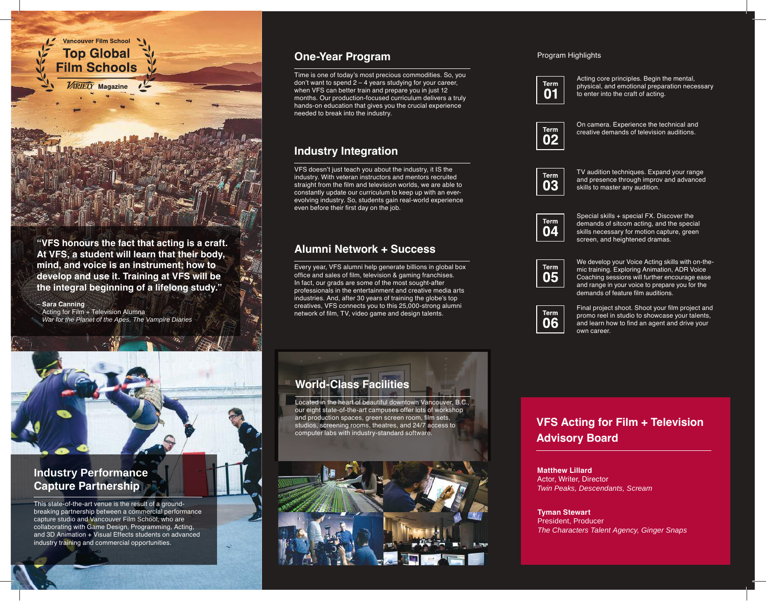Vancouver Film School

**Top Global Film Schools**

*VARIETY* Magazine

**"VFS honours the fact that acting is a craft. At VFS, a student will learn that their body, mind, and voice is an instrument; how to develop and use it. Training at VFS will be the integral beginning of a lifelong study."**

– **Sara Canning**
Acting for Film + Television Alumna
*War for the Planet of the Apes, The Vampire Diaries*

## Industry Performance Capture Partnership

This state-of-the-art venue is the result of a ground-breaking partnership between a commercial performance capture studio and Vancouver Film School, who are collaborating with Game Design, Programming, Acting, and 3D Animation + Visual Effects students on advanced industry training and commercial opportunities.

## One-Year Program

Time is one of today's most precious commodities. So, you don't want to spend 2 – 4 years studying for your career, when VFS can better train and prepare you in just 12 months. Our production-focused curriculum delivers a truly hands-on education that gives you the crucial experience needed to break into the industry.

## Industry Integration

VFS doesn't just teach you about the industry, it IS the industry. With veteran instructors and mentors recruited straight from the film and television worlds, we are able to constantly update our curriculum to keep up with an ever-evolving industry. So, students gain real-world experience even before their first day on the job.

## Alumni Network + Success

Every year, VFS alumni help generate billions in global box office and sales of film, television & gaming franchises. In fact, our grads are some of the most sought-after professionals in the entertainment and creative media arts industries. And, after 30 years of training the globe's top creatives, VFS connects you to this 25,000-strong alumni network of film, TV, video game and design talents.

## World-Class Facilities

Located in the heart of beautiful downtown Vancouver, B.C., our eight state-of-the-art campuses offer lots of workshop and production spaces, green screen room, film sets, studios, screening rooms, theatres, and 24/7 access to computer labs with industry-standard software.

## Program Highlights

**Term 01**
Acting core principles. Begin the mental, physical, and emotional preparation necessary to enter into the craft of acting.

**Term 02**
On camera. Experience the technical and creative demands of television auditions.

**Term 03**
TV audition techniques. Expand your range and presence through improv and advanced skills to master any audition.

**Term 04**
Special skills + special FX. Discover the demands of sitcom acting, and the special skills necessary for motion capture, green screen, and heightened dramas.

**Term 05**
We develop your Voice Acting skills with on-the-mic training. Exploring Animation, ADR Voice Coaching sessions will further encourage ease and range in your voice to prepare you for the demands of feature film auditions.

**Term 06**
Final project shoot. Shoot your film project and promo reel in studio to showcase your talents, and learn how to find an agent and drive your own career.

## VFS Acting for Film + Television Advisory Board

**Matthew Lillard**
Actor, Writer, Director
*Twin Peaks, Descendants, Scream*

**Tyman Stewart**
President, Producer
*The Characters Talent Agency, Ginger Snaps*